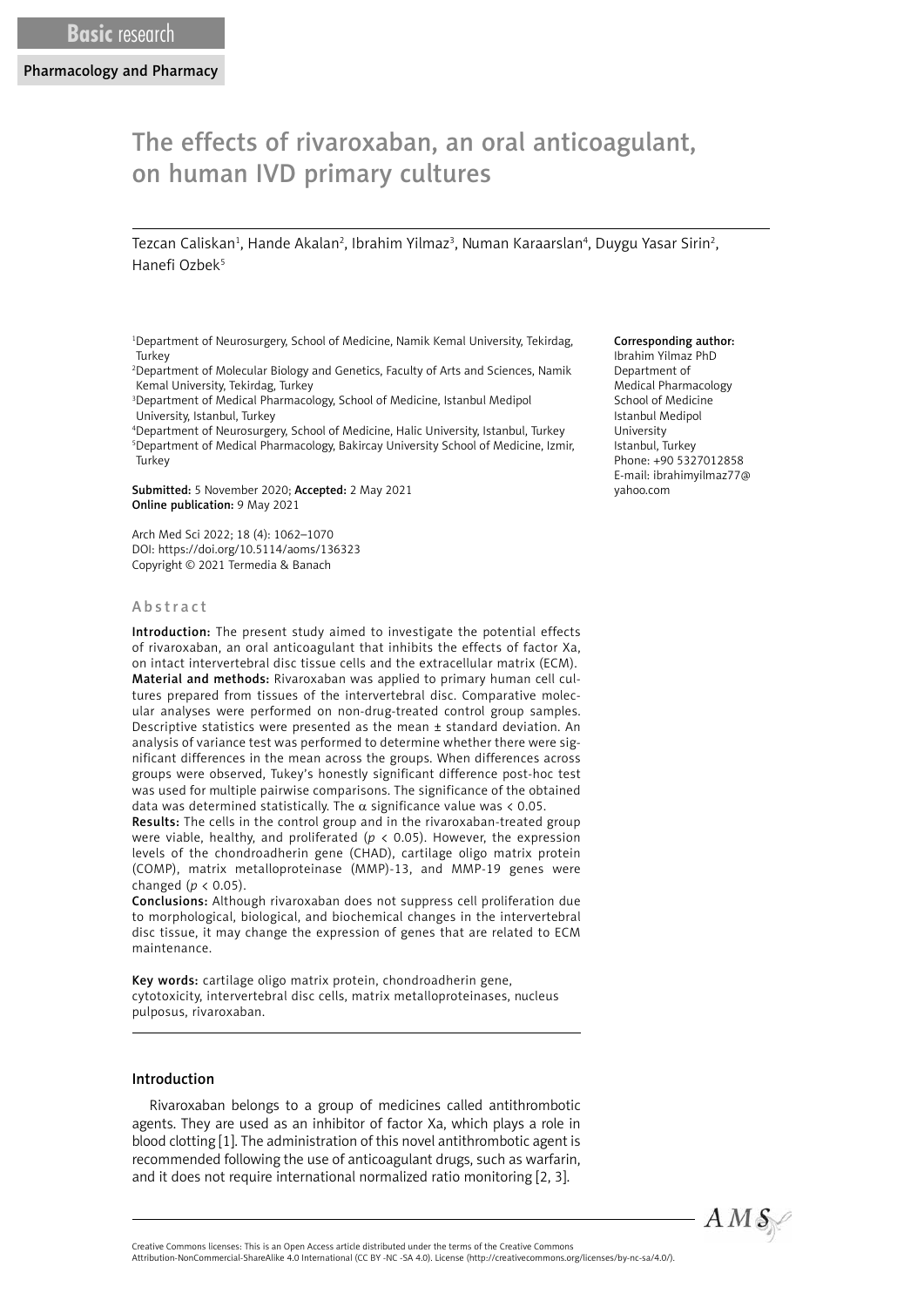Basic research

Pharmacology and Pharmacy

# The effects of rivaroxaban, an oral anticoagulant, on human IVD primary cultures

Tezcan Caliskan[1], Hande Akalan[2], Ibrahim Yilmaz[3], Numan Karaarslan[4], Duygu Yasar Sirin[2], Hanefi Ozbek[5]

[1]Department of Neurosurgery, School of Medicine, Namik Kemal University, Tekirdag, Turkey
[2]Department of Molecular Biology and Genetics, Faculty of Arts and Sciences, Namik Kemal University, Tekirdag, Turkey
[3]Department of Medical Pharmacology, School of Medicine, Istanbul Medipol University, Istanbul, Turkey
[4]Department of Neurosurgery, School of Medicine, Halic University, Istanbul, Turkey
[5]Department of Medical Pharmacology, Bakircay University School of Medicine, Izmir, Turkey

**Corresponding author:**
Ibrahim Yilmaz PhD
Department of Medical Pharmacology
School of Medicine
Istanbul Medipol University
Istanbul, Turkey
Phone: +90 5327012858
E-mail: ibrahimyilmaz77@yahoo.com

**Submitted:** 5 November 2020; **Accepted:** 2 May 2021
**Online publication:** 9 May 2021

Arch Med Sci 2022; 18 (4): 1062–1070
DOI: https://doi.org/10.5114/aoms/136323
Copyright © 2021 Termedia & Banach

## Abstract

**Introduction:** The present study aimed to investigate the potential effects of rivaroxaban, an oral anticoagulant that inhibits the effects of factor Xa, on intact intervertebral disc tissue cells and the extracellular matrix (ECM).

**Material and methods:** Rivaroxaban was applied to primary human cell cultures prepared from tissues of the intervertebral disc. Comparative molecular analyses were performed on non-drug-treated control group samples. Descriptive statistics were presented as the mean ± standard deviation. An analysis of variance test was performed to determine whether there were significant differences in the mean across the groups. When differences across groups were observed, Tukey's honestly significant difference post-hoc test was used for multiple pairwise comparisons. The significance of the obtained data was determined statistically. The $\alpha$ significance value was < 0.05.

**Results:** The cells in the control group and in the rivaroxaban-treated group were viable, healthy, and proliferated ($p < 0.05$). However, the expression levels of the chondroadherin gene (CHAD), cartilage oligo matrix protein (COMP), matrix metalloproteinase (MMP)-13, and MMP-19 genes were changed ($p < 0.05$).

**Conclusions:** Although rivaroxaban does not suppress cell proliferation due to morphological, biological, and biochemical changes in the intervertebral disc tissue, it may change the expression of genes that are related to ECM maintenance.

**Key words:** cartilage oligo matrix protein, chondroadherin gene, cytotoxicity, intervertebral disc cells, matrix metalloproteinases, nucleus pulposus, rivaroxaban.

## Introduction

Rivaroxaban belongs to a group of medicines called antithrombotic agents. They are used as an inhibitor of factor Xa, which plays a role in blood clotting [1]. The administration of this novel antithrombotic agent is recommended following the use of anticoagulant drugs, such as warfarin, and it does not require international normalized ratio monitoring [2, 3].

Creative Commons licenses: This is an Open Access article distributed under the terms of the Creative Commons Attribution-NonCommercial-ShareAlike 4.0 International (CC BY -NC -SA 4.0). License (http://creativecommons.org/licenses/by-nc-sa/4.0/).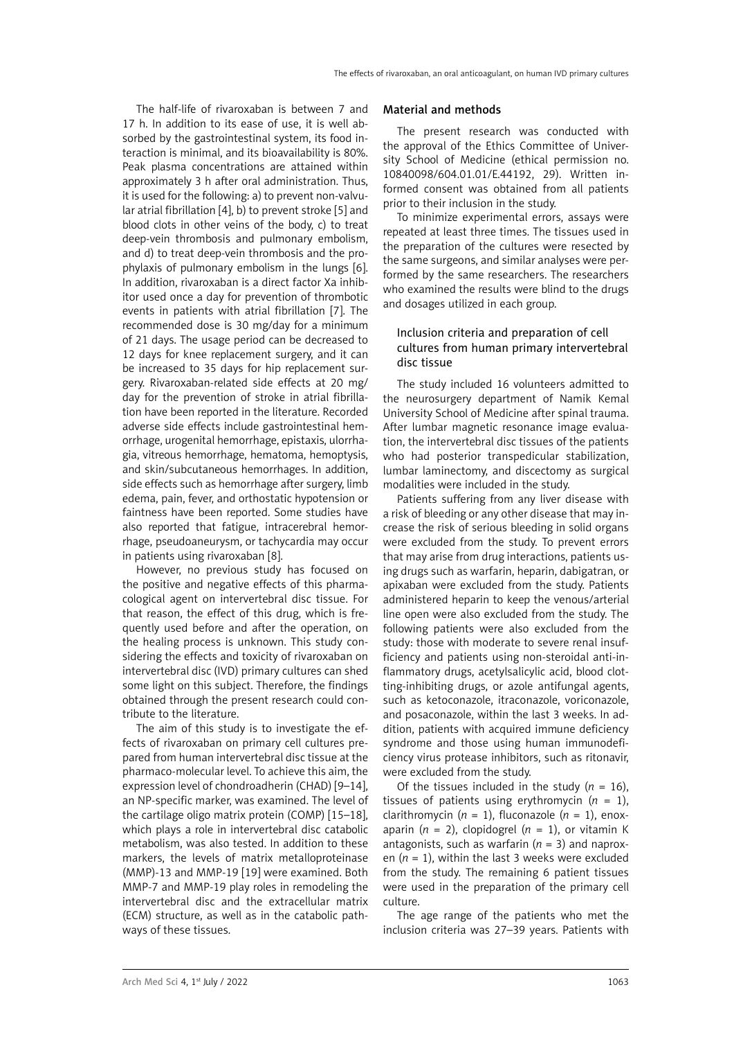The half-life of rivaroxaban is between 7 and 17 h. In addition to its ease of use, it is well absorbed by the gastrointestinal system, its food interaction is minimal, and its bioavailability is 80%. Peak plasma concentrations are attained within approximately 3 h after oral administration. Thus, it is used for the following: a) to prevent non-valvular atrial fibrillation [4], b) to prevent stroke [5] and blood clots in other veins of the body, c) to treat deep-vein thrombosis and pulmonary embolism, and d) to treat deep-vein thrombosis and the prophylaxis of pulmonary embolism in the lungs [6]. In addition, rivaroxaban is a direct factor Xa inhibitor used once a day for prevention of thrombotic events in patients with atrial fibrillation [7]. The recommended dose is 30 mg/day for a minimum of 21 days. The usage period can be decreased to 12 days for knee replacement surgery, and it can be increased to 35 days for hip replacement surgery. Rivaroxaban-related side effects at 20 mg/day for the prevention of stroke in atrial fibrillation have been reported in the literature. Recorded adverse side effects include gastrointestinal hemorrhage, urogenital hemorrhage, epistaxis, ulorrhagia, vitreous hemorrhage, hematoma, hemoptysis, and skin/subcutaneous hemorrhages. In addition, side effects such as hemorrhage after surgery, limb edema, pain, fever, and orthostatic hypotension or faintness have been reported. Some studies have also reported that fatigue, intracerebral hemorrhage, pseudoaneurysm, or tachycardia may occur in patients using rivaroxaban [8].

However, no previous study has focused on the positive and negative effects of this pharmacological agent on intervertebral disc tissue. For that reason, the effect of this drug, which is frequently used before and after the operation, on the healing process is unknown. This study considering the effects and toxicity of rivaroxaban on intervertebral disc (IVD) primary cultures can shed some light on this subject. Therefore, the findings obtained through the present research could contribute to the literature.

The aim of this study is to investigate the effects of rivaroxaban on primary cell cultures prepared from human intervertebral disc tissue at the pharmaco-molecular level. To achieve this aim, the expression level of chondroadherin (CHAD) [9–14], an NP-specific marker, was examined. The level of the cartilage oligo matrix protein (COMP) [15–18], which plays a role in intervertebral disc catabolic metabolism, was also tested. In addition to these markers, the levels of matrix metalloproteinase (MMP)-13 and MMP-19 [19] were examined. Both MMP-7 and MMP-19 play roles in remodeling the intervertebral disc and the extracellular matrix (ECM) structure, as well as in the catabolic pathways of these tissues.

## Material and methods

The present research was conducted with the approval of the Ethics Committee of University School of Medicine (ethical permission no. 10840098/604.01.01/E.44192, 29). Written informed consent was obtained from all patients prior to their inclusion in the study.

To minimize experimental errors, assays were repeated at least three times. The tissues used in the preparation of the cultures were resected by the same surgeons, and similar analyses were performed by the same researchers. The researchers who examined the results were blind to the drugs and dosages utilized in each group.

### Inclusion criteria and preparation of cell cultures from human primary intervertebral disc tissue

The study included 16 volunteers admitted to the neurosurgery department of Namik Kemal University School of Medicine after spinal trauma. After lumbar magnetic resonance image evaluation, the intervertebral disc tissues of the patients who had posterior transpedicular stabilization, lumbar laminectomy, and discectomy as surgical modalities were included in the study.

Patients suffering from any liver disease with a risk of bleeding or any other disease that may increase the risk of serious bleeding in solid organs were excluded from the study. To prevent errors that may arise from drug interactions, patients using drugs such as warfarin, heparin, dabigatran, or apixaban were excluded from the study. Patients administered heparin to keep the venous/arterial line open were also excluded from the study. The following patients were also excluded from the study: those with moderate to severe renal insufficiency and patients using non-steroidal anti-inflammatory drugs, acetylsalicylic acid, blood clotting-inhibiting drugs, or azole antifungal agents, such as ketoconazole, itraconazole, voriconazole, and posaconazole, within the last 3 weeks. In addition, patients with acquired immune deficiency syndrome and those using human immunodeficiency virus protease inhibitors, such as ritonavir, were excluded from the study.

Of the tissues included in the study ($n$ = 16), tissues of patients using erythromycin ($n$ = 1), clarithromycin ($n$ = 1), fluconazole ($n$ = 1), enoxaparin ($n$ = 2), clopidogrel ($n$ = 1), or vitamin K antagonists, such as warfarin ($n$ = 3) and naproxen ($n$ = 1), within the last 3 weeks were excluded from the study. The remaining 6 patient tissues were used in the preparation of the primary cell culture.

The age range of the patients who met the inclusion criteria was 27–39 years. Patients with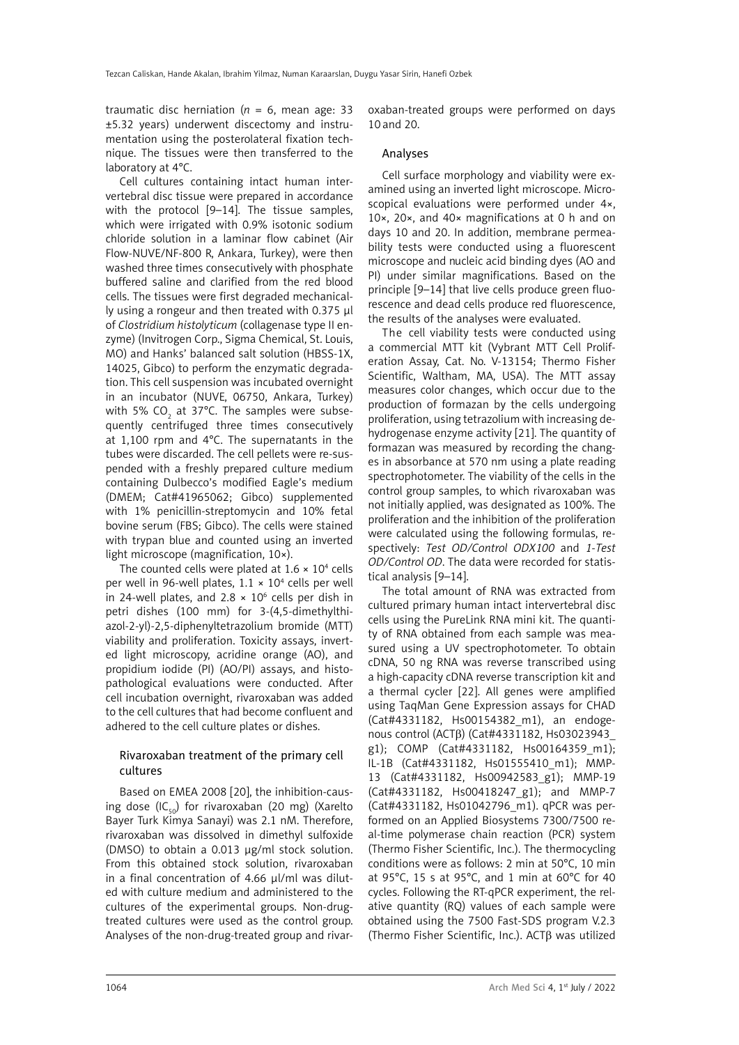traumatic disc herniation (*n* = 6, mean age: 33 ±5.32 years) underwent discectomy and instrumentation using the posterolateral fixation technique. The tissues were then transferred to the laboratory at 4°C.

Cell cultures containing intact human intervertebral disc tissue were prepared in accordance with the protocol [9–14]. The tissue samples, which were irrigated with 0.9% isotonic sodium chloride solution in a laminar flow cabinet (Air Flow-NUVE/NF-800 R, Ankara, Turkey), were then washed three times consecutively with phosphate buffered saline and clarified from the red blood cells. The tissues were first degraded mechanically using a rongeur and then treated with 0.375 µl of *Clostridium histolyticum* (collagenase type II enzyme) (Invitrogen Corp., Sigma Chemical, St. Louis, MO) and Hanks' balanced salt solution (HBSS-1X, 14025, Gibco) to perform the enzymatic degradation. This cell suspension was incubated overnight in an incubator (NUVE, 06750, Ankara, Turkey) with 5% $CO_2$ at 37°C. The samples were subsequently centrifuged three times consecutively at 1,100 rpm and 4°C. The supernatants in the tubes were discarded. The cell pellets were re-suspended with a freshly prepared culture medium containing Dulbecco's modified Eagle's medium (DMEM; Cat#41965062; Gibco) supplemented with 1% penicillin-streptomycin and 10% fetal bovine serum (FBS; Gibco). The cells were stained with trypan blue and counted using an inverted light microscope (magnification, 10×).

The counted cells were plated at $1.6 \times 10^4$ cells per well in 96-well plates, $1.1 \times 10^4$ cells per well in 24-well plates, and $2.8 \times 10^6$ cells per dish in petri dishes (100 mm) for 3-(4,5-dimethylthiazol-2-yl)-2,5-diphenyltetrazolium bromide (MTT) viability and proliferation. Toxicity assays, inverted light microscopy, acridine orange (AO), and propidium iodide (PI) (AO/PI) assays, and histopathological evaluations were conducted. After cell incubation overnight, rivaroxaban was added to the cell cultures that had become confluent and adhered to the cell culture plates or dishes.

## Rivaroxaban treatment of the primary cell cultures

Based on EMEA 2008 [20], the inhibition-causing dose ($IC_{50}$) for rivaroxaban (20 mg) (Xarelto Bayer Turk Kimya Sanayi) was 2.1 nM. Therefore, rivaroxaban was dissolved in dimethyl sulfoxide (DMSO) to obtain a 0.013 µg/ml stock solution. From this obtained stock solution, rivaroxaban in a final concentration of 4.66 µl/ml was diluted with culture medium and administered to the cultures of the experimental groups. Non-drug-treated cultures were used as the control group. Analyses of the non-drug-treated group and rivaroxaban-treated groups were performed on days 10 and 20.

## Analyses

Cell surface morphology and viability were examined using an inverted light microscope. Microscopical evaluations were performed under 4×, 10×, 20×, and 40× magnifications at 0 h and on days 10 and 20. In addition, membrane permeability tests were conducted using a fluorescent microscope and nucleic acid binding dyes (AO and PI) under similar magnifications. Based on the principle [9–14] that live cells produce green fluorescence and dead cells produce red fluorescence, the results of the analyses were evaluated.

The cell viability tests were conducted using a commercial MTT kit (Vybrant MTT Cell Proliferation Assay, Cat. No. V-13154; Thermo Fisher Scientific, Waltham, MA, USA). The MTT assay measures color changes, which occur due to the production of formazan by the cells undergoing proliferation, using tetrazolium with increasing dehydrogenase enzyme activity [21]. The quantity of formazan was measured by recording the changes in absorbance at 570 nm using a plate reading spectrophotometer. The viability of the cells in the control group samples, to which rivaroxaban was not initially applied, was designated as 100%. The proliferation and the inhibition of the proliferation were calculated using the following formulas, respectively: *Test OD/Control ODX100* and *1-Test OD/Control OD*. The data were recorded for statistical analysis [9–14].

The total amount of RNA was extracted from cultured primary human intact intervertebral disc cells using the PureLink RNA mini kit. The quantity of RNA obtained from each sample was measured using a UV spectrophotometer. To obtain cDNA, 50 ng RNA was reverse transcribed using a high-capacity cDNA reverse transcription kit and a thermal cycler [22]. All genes were amplified using TaqMan Gene Expression assays for CHAD (Cat#4331182, Hs00154382_m1), an endogenous control (ACTβ) (Cat#4331182, Hs03023943_g1); COMP (Cat#4331182, Hs00164359_m1); IL-1B (Cat#4331182, Hs01555410_m1); MMP-13 (Cat#4331182, Hs00942583_g1); MMP-19 (Cat#4331182, Hs00418247_g1); and MMP-7 (Cat#4331182, Hs01042796_m1). qPCR was performed on an Applied Biosystems 7300/7500 real-time polymerase chain reaction (PCR) system (Thermo Fisher Scientific, Inc.). The thermocycling conditions were as follows: 2 min at 50°C, 10 min at 95°C, 15 s at 95°C, and 1 min at 60°C for 40 cycles. Following the RT-qPCR experiment, the relative quantity (RQ) values of each sample were obtained using the 7500 Fast-SDS program V.2.3 (Thermo Fisher Scientific, Inc.). ACTβ was utilized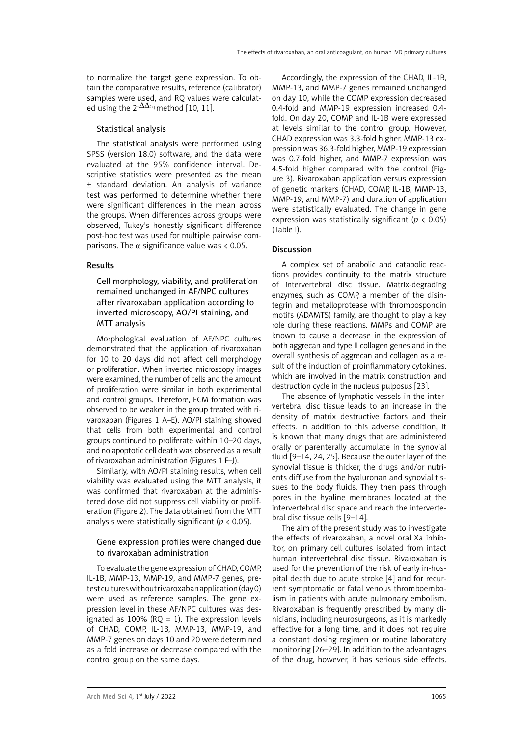to normalize the target gene expression. To obtain the comparative results, reference (calibrator) samples were used, and RQ values were calculated using the $2^{-\Delta\Delta C_q}$ method [10, 11].

### Statistical analysis

The statistical analysis were performed using SPSS (version 18.0) software, and the data were evaluated at the 95% confidence interval. Descriptive statistics were presented as the mean ± standard deviation. An analysis of variance test was performed to determine whether there were significant differences in the mean across the groups. When differences across groups were observed, Tukey's honestly significant difference post-hoc test was used for multiple pairwise comparisons. The $\alpha$ significance value was < 0.05.

## Results

### Cell morphology, viability, and proliferation remained unchanged in AF/NPC cultures after rivaroxaban application according to inverted microscopy, AO/PI staining, and MTT analysis

Morphological evaluation of AF/NPC cultures demonstrated that the application of rivaroxaban for 10 to 20 days did not affect cell morphology or proliferation. When inverted microscopy images were examined, the number of cells and the amount of proliferation were similar in both experimental and control groups. Therefore, ECM formation was observed to be weaker in the group treated with rivaroxaban (Figures 1 A–E). AO/PI staining showed that cells from both experimental and control groups continued to proliferate within 10–20 days, and no apoptotic cell death was observed as a result of rivaroxaban administration (Figures 1 F–J).

Similarly, with AO/PI staining results, when cell viability was evaluated using the MTT analysis, it was confirmed that rivaroxaban at the administered dose did not suppress cell viability or proliferation (Figure 2). The data obtained from the MTT analysis were statistically significant ($p < 0.05$).

### Gene expression profiles were changed due to rivaroxaban administration

To evaluate the gene expression of CHAD, COMP, IL-1B, MMP-13, MMP-19, and MMP-7 genes, pretest cultures without rivaroxaban application (day 0) were used as reference samples. The gene expression level in these AF/NPC cultures was designated as 100% (RQ = 1). The expression levels of CHAD, COMP, IL-1B, MMP-13, MMP-19, and MMP-7 genes on days 10 and 20 were determined as a fold increase or decrease compared with the control group on the same days.

Accordingly, the expression of the CHAD, IL-1B, MMP-13, and MMP-7 genes remained unchanged on day 10, while the COMP expression decreased 0.4-fold and MMP-19 expression increased 0.4-fold. On day 20, COMP and IL-1B were expressed at levels similar to the control group. However, CHAD expression was 3.3-fold higher, MMP-13 expression was 36.3-fold higher, MMP-19 expression was 0.7-fold higher, and MMP-7 expression was 4.5-fold higher compared with the control (Figure 3). Rivaroxaban application versus expression of genetic markers (CHAD, COMP, IL-1B, MMP-13, MMP-19, and MMP-7) and duration of application were statistically evaluated. The change in gene expression was statistically significant ($p < 0.05$) (Table I).

## Discussion

A complex set of anabolic and catabolic reactions provides continuity to the matrix structure of intervertebral disc tissue. Matrix-degrading enzymes, such as COMP, a member of the disintegrin and metalloprotease with thrombospondin motifs (ADAMTS) family, are thought to play a key role during these reactions. MMPs and COMP are known to cause a decrease in the expression of both aggrecan and type II collagen genes and in the overall synthesis of aggrecan and collagen as a result of the induction of proinflammatory cytokines, which are involved in the matrix construction and destruction cycle in the nucleus pulposus [23].

The absence of lymphatic vessels in the intervertebral disc tissue leads to an increase in the density of matrix destructive factors and their effects. In addition to this adverse condition, it is known that many drugs that are administered orally or parenterally accumulate in the synovial fluid [9–14, 24, 25]. Because the outer layer of the synovial tissue is thicker, the drugs and/or nutrients diffuse from the hyaluronan and synovial tissues to the body fluids. They then pass through pores in the hyaline membranes located at the intervertebral disc space and reach the intervertebral disc tissue cells [9–14].

The aim of the present study was to investigate the effects of rivaroxaban, a novel oral Xa inhibitor, on primary cell cultures isolated from intact human intervertebral disc tissue. Rivaroxaban is used for the prevention of the risk of early in-hospital death due to acute stroke [4] and for recurrent symptomatic or fatal venous thromboembolism in patients with acute pulmonary embolism. Rivaroxaban is frequently prescribed by many clinicians, including neurosurgeons, as it is markedly effective for a long time, and it does not require a constant dosing regimen or routine laboratory monitoring [26–29]. In addition to the advantages of the drug, however, it has serious side effects.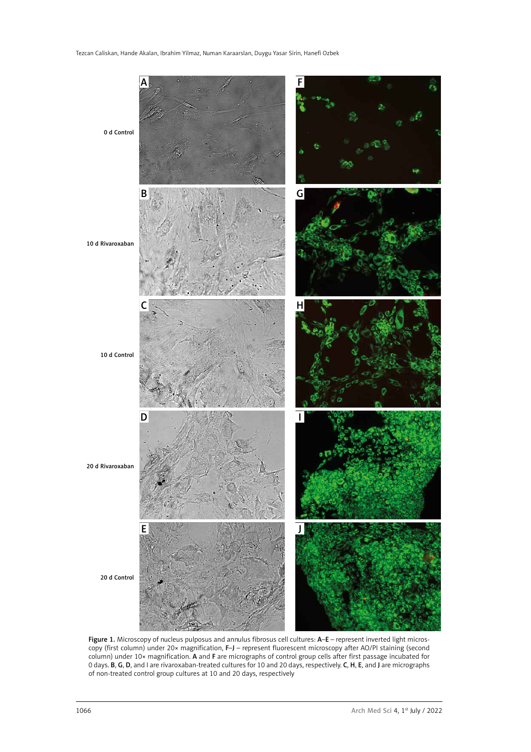Figure 1. Microscopy of nucleus pulposus and annulus fibrosus cell cultures: **A–E** – represent inverted light microscopy (first column) under 20× magnification, **F–J** – represent fluorescent microscopy after AO/PI staining (second column) under 10× magnification. **A** and **F** are micrographs of control group cells after first passage incubated for 0 days. **B**, **G**, **D**, and I are rivaroxaban-treated cultures for 10 and 20 days, respectively. **C**, **H**, **E**, and **J** are micrographs of non-treated control group cultures at 10 and 20 days, respectively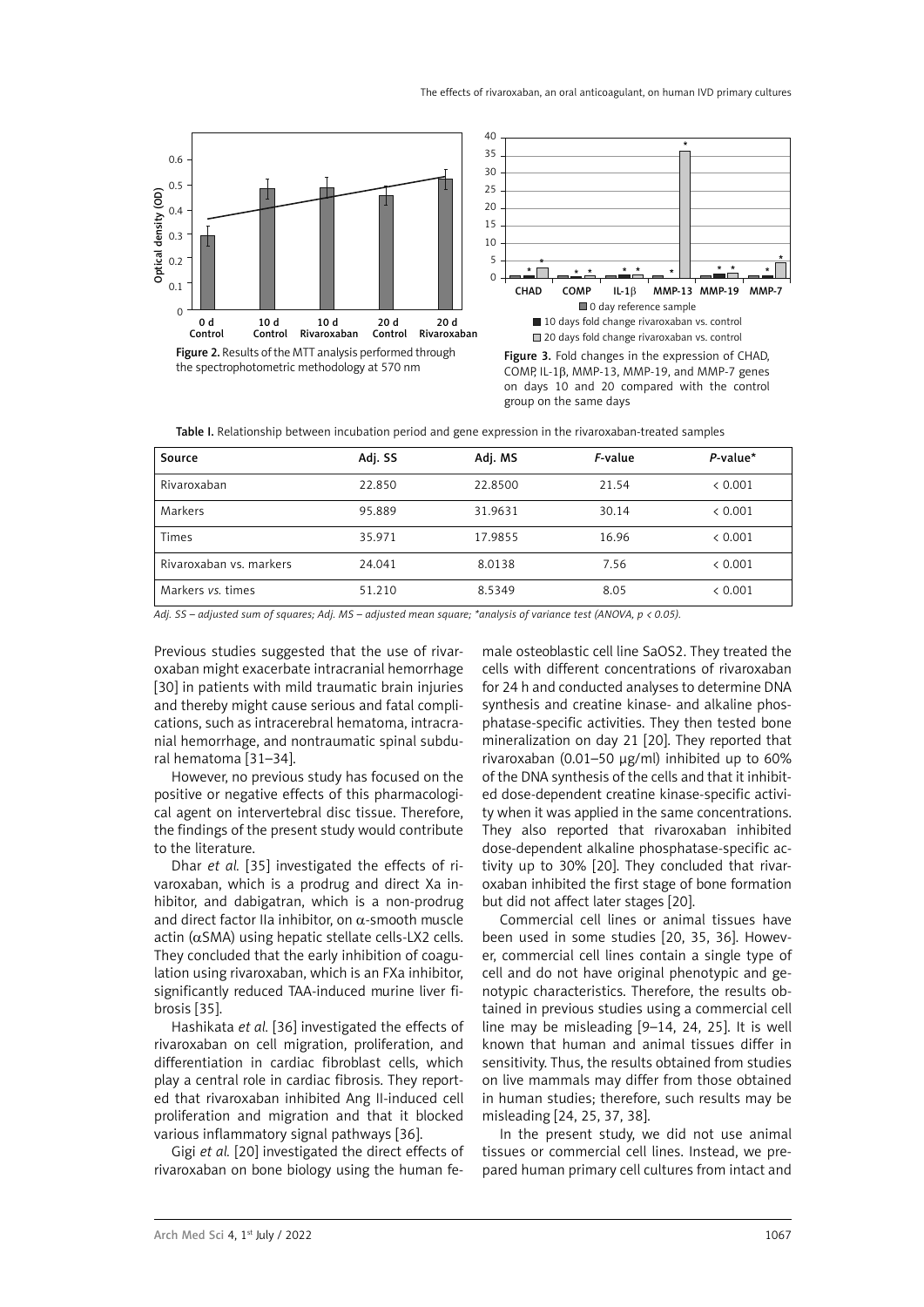Figure 2. Results of the MTT analysis performed through the spectrophotometric methodology at 570 nm

Figure 3. Fold changes in the expression of CHAD, COMP, IL-1β, MMP-13, MMP-19, and MMP-7 genes on days 10 and 20 compared with the control group on the same days

Table I. Relationship between incubation period and gene expression in the rivaroxaban-treated samples

| Source | Adj. SS | Adj. MS | *F*-value | *P*-value* |
|---|---|---|---|---|
| Rivaroxaban | 22.850 | 22.8500 | 21.54 | < 0.001 |
| Markers | 95.889 | 31.9631 | 30.14 | < 0.001 |
| Times | 35.971 | 17.9855 | 16.96 | < 0.001 |
| Rivaroxaban vs. markers | 24.041 | 8.0138 | 7.56 | < 0.001 |
| Markers *vs.* times | 51.210 | 8.5349 | 8.05 | < 0.001 |

*Adj. SS – adjusted sum of squares; Adj. MS – adjusted mean square; *analysis of variance test (ANOVA, $p < 0.05$).*

Previous studies suggested that the use of rivaroxaban might exacerbate intracranial hemorrhage [30] in patients with mild traumatic brain injuries and thereby might cause serious and fatal complications, such as intracerebral hematoma, intracranial hemorrhage, and nontraumatic spinal subdural hematoma [31–34].

However, no previous study has focused on the positive or negative effects of this pharmacological agent on intervertebral disc tissue. Therefore, the findings of the present study would contribute to the literature.

Dhar *et al.* [35] investigated the effects of rivaroxaban, which is a prodrug and direct Xa inhibitor, and dabigatran, which is a non-prodrug and direct factor IIa inhibitor, on α-smooth muscle actin (αSMA) using hepatic stellate cells-LX2 cells. They concluded that the early inhibition of coagulation using rivaroxaban, which is an FXa inhibitor, significantly reduced TAA-induced murine liver fibrosis [35].

Hashikata *et al.* [36] investigated the effects of rivaroxaban on cell migration, proliferation, and differentiation in cardiac fibroblast cells, which play a central role in cardiac fibrosis. They reported that rivaroxaban inhibited Ang II-induced cell proliferation and migration and that it blocked various inflammatory signal pathways [36].

Gigi *et al.* [20] investigated the direct effects of rivaroxaban on bone biology using the human female osteoblastic cell line SaOS2. They treated the cells with different concentrations of rivaroxaban for 24 h and conducted analyses to determine DNA synthesis and creatine kinase- and alkaline phosphatase-specific activities. They then tested bone mineralization on day 21 [20]. They reported that rivaroxaban (0.01–50 μg/ml) inhibited up to 60% of the DNA synthesis of the cells and that it inhibited dose-dependent creatine kinase-specific activity when it was applied in the same concentrations. They also reported that rivaroxaban inhibited dose-dependent alkaline phosphatase-specific activity up to 30% [20]. They concluded that rivaroxaban inhibited the first stage of bone formation but did not affect later stages [20].

Commercial cell lines or animal tissues have been used in some studies [20, 35, 36]. However, commercial cell lines contain a single type of cell and do not have original phenotypic and genotypic characteristics. Therefore, the results obtained in previous studies using a commercial cell line may be misleading [9–14, 24, 25]. It is well known that human and animal tissues differ in sensitivity. Thus, the results obtained from studies on live mammals may differ from those obtained in human studies; therefore, such results may be misleading [24, 25, 37, 38].

In the present study, we did not use animal tissues or commercial cell lines. Instead, we prepared human primary cell cultures from intact and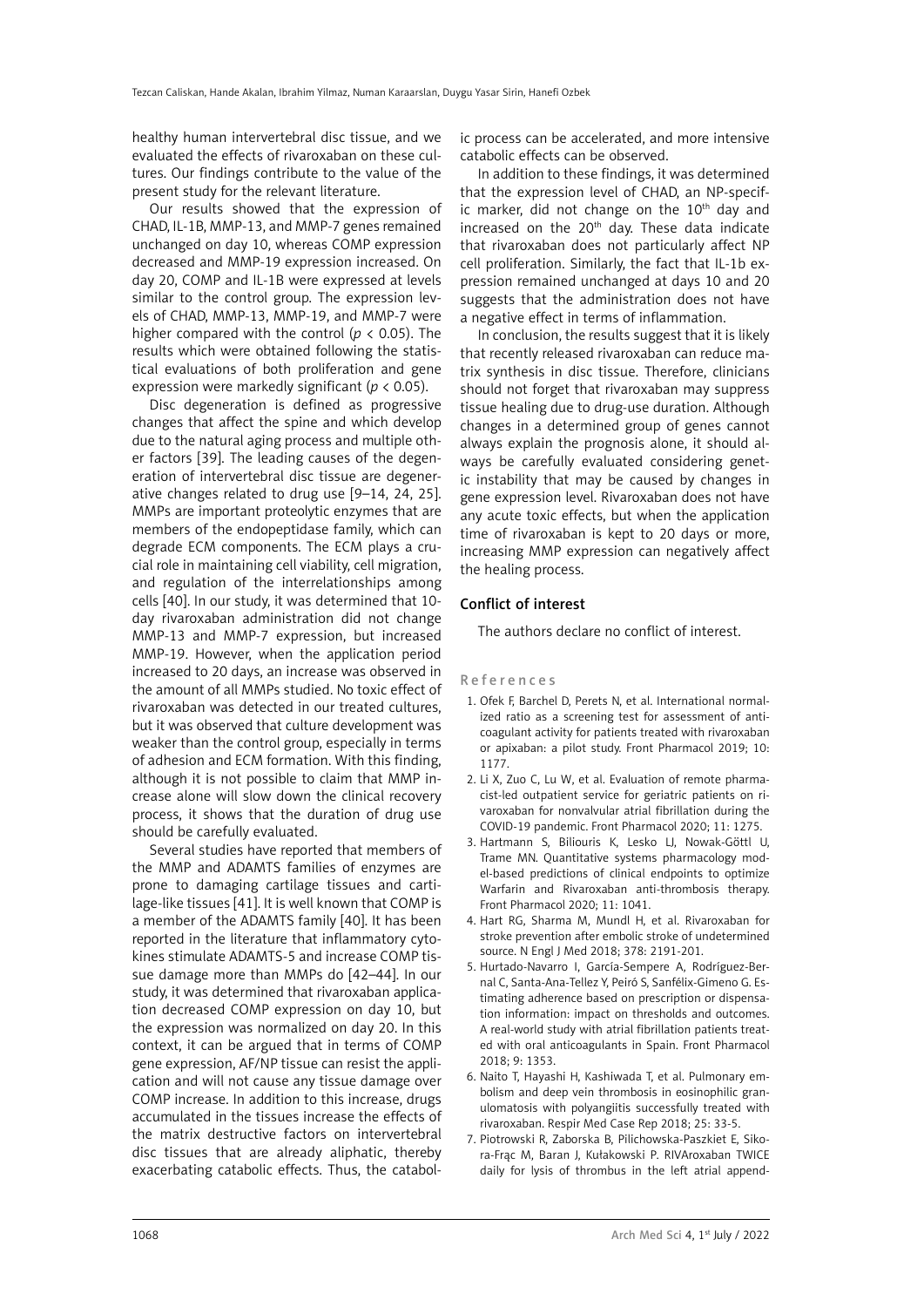healthy human intervertebral disc tissue, and we evaluated the effects of rivaroxaban on these cultures. Our findings contribute to the value of the present study for the relevant literature.

Our results showed that the expression of CHAD, IL-1B, MMP-13, and MMP-7 genes remained unchanged on day 10, whereas COMP expression decreased and MMP-19 expression increased. On day 20, COMP and IL-1B were expressed at levels similar to the control group. The expression levels of CHAD, MMP-13, MMP-19, and MMP-7 were higher compared with the control ($p < 0.05$). The results which were obtained following the statistical evaluations of both proliferation and gene expression were markedly significant ($p < 0.05$).

Disc degeneration is defined as progressive changes that affect the spine and which develop due to the natural aging process and multiple other factors [39]. The leading causes of the degeneration of intervertebral disc tissue are degenerative changes related to drug use [9–14, 24, 25]. MMPs are important proteolytic enzymes that are members of the endopeptidase family, which can degrade ECM components. The ECM plays a crucial role in maintaining cell viability, cell migration, and regulation of the interrelationships among cells [40]. In our study, it was determined that 10-day rivaroxaban administration did not change MMP-13 and MMP-7 expression, but increased MMP-19. However, when the application period increased to 20 days, an increase was observed in the amount of all MMPs studied. No toxic effect of rivaroxaban was detected in our treated cultures, but it was observed that culture development was weaker than the control group, especially in terms of adhesion and ECM formation. With this finding, although it is not possible to claim that MMP increase alone will slow down the clinical recovery process, it shows that the duration of drug use should be carefully evaluated.

Several studies have reported that members of the MMP and ADAMTS families of enzymes are prone to damaging cartilage tissues and cartilage-like tissues [41]. It is well known that COMP is a member of the ADAMTS family [40]. It has been reported in the literature that inflammatory cytokines stimulate ADAMTS-5 and increase COMP tissue damage more than MMPs do [42–44]. In our study, it was determined that rivaroxaban application decreased COMP expression on day 10, but the expression was normalized on day 20. In this context, it can be argued that in terms of COMP gene expression, AF/NP tissue can resist the application and will not cause any tissue damage over COMP increase. In addition to this increase, drugs accumulated in the tissues increase the effects of the matrix destructive factors on intervertebral disc tissues that are already aliphatic, thereby exacerbating catabolic effects. Thus, the catabolic process can be accelerated, and more intensive catabolic effects can be observed.

In addition to these findings, it was determined that the expression level of CHAD, an NP-specific marker, did not change on the 10th day and increased on the 20th day. These data indicate that rivaroxaban does not particularly affect NP cell proliferation. Similarly, the fact that IL-1b expression remained unchanged at days 10 and 20 suggests that the administration does not have a negative effect in terms of inflammation.

In conclusion, the results suggest that it is likely that recently released rivaroxaban can reduce matrix synthesis in disc tissue. Therefore, clinicians should not forget that rivaroxaban may suppress tissue healing due to drug-use duration. Although changes in a determined group of genes cannot always explain the prognosis alone, it should always be carefully evaluated considering genetic instability that may be caused by changes in gene expression level. Rivaroxaban does not have any acute toxic effects, but when the application time of rivaroxaban is kept to 20 days or more, increasing MMP expression can negatively affect the healing process.

## Conflict of interest

The authors declare no conflict of interest.

## References

1. Ofek F, Barchel D, Perets N, et al. International normalized ratio as a screening test for assessment of anticoagulant activity for patients treated with rivaroxaban or apixaban: a pilot study. Front Pharmacol 2019; 10: 1177.
2. Li X, Zuo C, Lu W, et al. Evaluation of remote pharmacist-led outpatient service for geriatric patients on rivaroxaban for nonvalvular atrial fibrillation during the COVID-19 pandemic. Front Pharmacol 2020; 11: 1275.
3. Hartmann S, Biliouris K, Lesko LJ, Nowak-Göttl U, Trame MN. Quantitative systems pharmacology model-based predictions of clinical endpoints to optimize Warfarin and Rivaroxaban anti-thrombosis therapy. Front Pharmacol 2020; 11: 1041.
4. Hart RG, Sharma M, Mundl H, et al. Rivaroxaban for stroke prevention after embolic stroke of undetermined source. N Engl J Med 2018; 378: 2191-201.
5. Hurtado-Navarro I, García-Sempere A, Rodríguez-Bernal C, Santa-Ana-Tellez Y, Peiró S, Sanfélix-Gimeno G. Estimating adherence based on prescription or dispensation information: impact on thresholds and outcomes. A real-world study with atrial fibrillation patients treated with oral anticoagulants in Spain. Front Pharmacol 2018; 9: 1353.
6. Naito T, Hayashi H, Kashiwada T, et al. Pulmonary embolism and deep vein thrombosis in eosinophilic granulomatosis with polyangiitis successfully treated with rivaroxaban. Respir Med Case Rep 2018; 25: 33-5.
7. Piotrowski R, Zaborska B, Pilichowska-Paszkiet E, Sikora-Frąc M, Baran J, Kułakowski P. RIVAroxaban TWICE daily for lysis of thrombus in the left atrial append-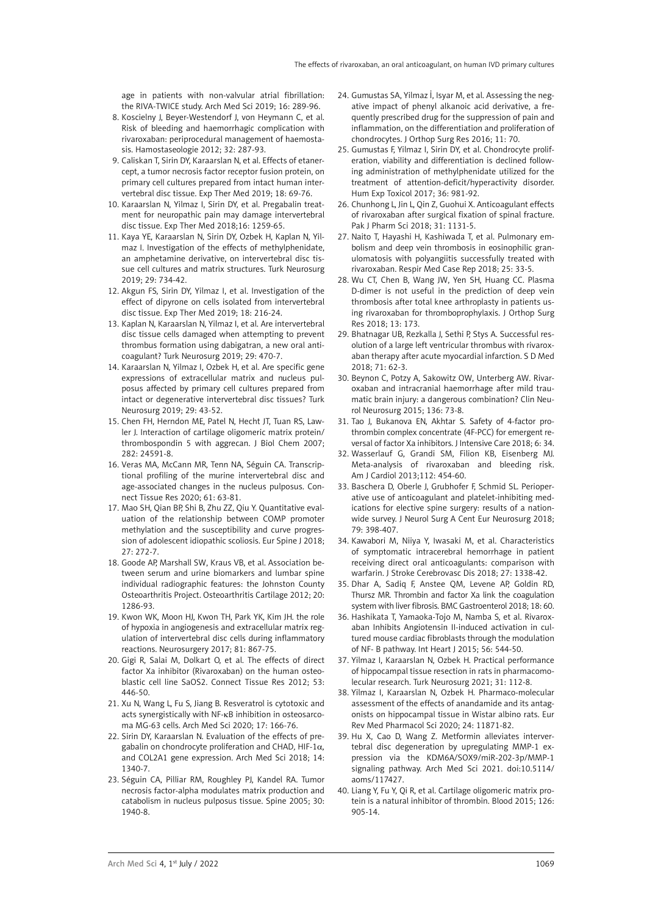age in patients with non-valvular atrial fibrillation: the RIVA-TWICE study. Arch Med Sci 2019; 16: 289-96.

8. Koscielny J, Beyer-Westendorf J, von Heymann C, et al. Risk of bleeding and haemorrhagic complication with rivaroxaban: periprocedural management of haemostasis. Hamostaseologie 2012; 32: 287-93.
9. Caliskan T, Sirin DY, Karaarslan N, et al. Effects of etanercept, a tumor necrosis factor receptor fusion protein, on primary cell cultures prepared from intact human intervertebral disc tissue. Exp Ther Med 2019; 18: 69-76.
10. Karaarslan N, Yilmaz I, Sirin DY, et al. Pregabalin treatment for neuropathic pain may damage intervertebral disc tissue. Exp Ther Med 2018;16: 1259-65.
11. Kaya YE, Karaarslan N, Sirin DY, Ozbek H, Kaplan N, Yilmaz I. Investigation of the effects of methylphenidate, an amphetamine derivative, on intervertebral disc tissue cell cultures and matrix structures. Turk Neurosurg 2019; 29: 734-42.
12. Akgun FS, Sirin DY, Yilmaz I, et al. Investigation of the effect of dipyrone on cells isolated from intervertebral disc tissue. Exp Ther Med 2019; 18: 216-24.
13. Kaplan N, Karaarslan N, Yilmaz I, et al. Are intervertebral disc tissue cells damaged when attempting to prevent thrombus formation using dabigatran, a new oral anticoagulant? Turk Neurosurg 2019; 29: 470-7.
14. Karaarslan N, Yilmaz I, Ozbek H, et al. Are specific gene expressions of extracellular matrix and nucleus pulposus affected by primary cell cultures prepared from intact or degenerative intervertebral disc tissues? Turk Neurosurg 2019; 29: 43-52.
15. Chen FH, Herndon ME, Patel N, Hecht JT, Tuan RS, Lawler J. Interaction of cartilage oligomeric matrix protein/thrombospondin 5 with aggrecan. J Biol Chem 2007; 282: 24591-8.
16. Veras MA, McCann MR, Tenn NA, Séguin CA. Transcriptional profiling of the murine intervertebral disc and age-associated changes in the nucleus pulposus. Connect Tissue Res 2020; 61: 63-81.
17. Mao SH, Qian BP, Shi B, Zhu ZZ, Qiu Y. Quantitative evaluation of the relationship between COMP promoter methylation and the susceptibility and curve progression of adolescent idiopathic scoliosis. Eur Spine J 2018; 27: 272-7.
18. Goode AP, Marshall SW, Kraus VB, et al. Association between serum and urine biomarkers and lumbar spine individual radiographic features: the Johnston County Osteoarthritis Project. Osteoarthritis Cartilage 2012; 20: 1286-93.
19. Kwon WK, Moon HJ, Kwon TH, Park YK, Kim JH. the role of hypoxia in angiogenesis and extracellular matrix regulation of intervertebral disc cells during inflammatory reactions. Neurosurgery 2017; 81: 867-75.
20. Gigi R, Salai M, Dolkart O, et al. The effects of direct factor Xa inhibitor (Rivaroxaban) on the human osteoblastic cell line SaOS2. Connect Tissue Res 2012; 53: 446-50.
21. Xu N, Wang L, Fu S, Jiang B. Resveratrol is cytotoxic and acts synergistically with NF-κB inhibition in osteosarcoma MG-63 cells. Arch Med Sci 2020; 17: 166-76.
22. Sirin DY, Karaarslan N. Evaluation of the effects of pregabalin on chondrocyte proliferation and CHAD, HIF-1α, and COL2A1 gene expression. Arch Med Sci 2018; 14: 1340-7.
23. Séguin CA, Pilliar RM, Roughley PJ, Kandel RA. Tumor necrosis factor-alpha modulates matrix production and catabolism in nucleus pulposus tissue. Spine 2005; 30: 1940-8.
24. Gumustas SA, Yilmaz İ, Isyar M, et al. Assessing the negative impact of phenyl alkanoic acid derivative, a frequently prescribed drug for the suppression of pain and inflammation, on the differentiation and proliferation of chondrocytes. J Orthop Surg Res 2016; 11: 70.
25. Gumustas F, Yilmaz I, Sirin DY, et al. Chondrocyte proliferation, viability and differentiation is declined following administration of methylphenidate utilized for the treatment of attention-deficit/hyperactivity disorder. Hum Exp Toxicol 2017; 36: 981-92.
26. Chunhong L, Jin L, Qin Z, Guohui X. Anticoagulant effects of rivaroxaban after surgical fixation of spinal fracture. Pak J Pharm Sci 2018; 31: 1131-5.
27. Naito T, Hayashi H, Kashiwada T, et al. Pulmonary embolism and deep vein thrombosis in eosinophilic granulomatosis with polyangiitis successfully treated with rivaroxaban. Respir Med Case Rep 2018; 25: 33-5.
28. Wu CT, Chen B, Wang JW, Yen SH, Huang CC. Plasma D-dimer is not useful in the prediction of deep vein thrombosis after total knee arthroplasty in patients using rivaroxaban for thromboprophylaxis. J Orthop Surg Res 2018; 13: 173.
29. Bhatnagar UB, Rezkalla J, Sethi P, Stys A. Successful resolution of a large left ventricular thrombus with rivaroxaban therapy after acute myocardial infarction. S D Med 2018; 71: 62-3.
30. Beynon C, Potzy A, Sakowitz OW, Unterberg AW. Rivaroxaban and intracranial haemorrhage after mild traumatic brain injury: a dangerous combination? Clin Neurol Neurosurg 2015; 136: 73-8.
31. Tao J, Bukanova EN, Akhtar S. Safety of 4-factor prothrombin complex concentrate (4F-PCC) for emergent reversal of factor Xa inhibitors. J Intensive Care 2018; 6: 34.
32. Wasserlauf G, Grandi SM, Filion KB, Eisenberg MJ. Meta-analysis of rivaroxaban and bleeding risk. Am J Cardiol 2013;112: 454-60.
33. Baschera D, Oberle J, Grubhofer F, Schmid SL. Perioperative use of anticoagulant and platelet-inhibiting medications for elective spine surgery: results of a nationwide survey. J Neurol Surg A Cent Eur Neurosurg 2018; 79: 398-407.
34. Kawabori M, Niiya Y, Iwasaki M, et al. Characteristics of symptomatic intracerebral hemorrhage in patient receiving direct oral anticoagulants: comparison with warfarin. J Stroke Cerebrovasc Dis 2018; 27: 1338-42.
35. Dhar A, Sadiq F, Anstee QM, Levene AP, Goldin RD, Thursz MR. Thrombin and factor Xa link the coagulation system with liver fibrosis. BMC Gastroenterol 2018; 18: 60.
36. Hashikata T, Yamaoka-Tojo M, Namba S, et al. Rivaroxaban Inhibits Angiotensin II-induced activation in cultured mouse cardiac fibroblasts through the modulation of NF- B pathway. Int Heart J 2015; 56: 544-50.
37. Yilmaz I, Karaarslan N, Ozbek H. Practical performance of hippocampal tissue resection in rats in pharmacomolecular research. Turk Neurosurg 2021; 31: 112-8.
38. Yilmaz I, Karaarslan N, Ozbek H. Pharmaco-molecular assessment of the effects of anandamide and its antagonists on hippocampal tissue in Wistar albino rats. Eur Rev Med Pharmacol Sci 2020; 24: 11871-82.
39. Hu X, Cao D, Wang Z. Metformin alleviates intervertebral disc degeneration by upregulating MMP-1 expression via the KDM6A/SOX9/miR-202-3p/MMP-1 signaling pathway. Arch Med Sci 2021. doi:10.5114/aoms/117427.
40. Liang Y, Fu Y, Qi R, et al. Cartilage oligomeric matrix protein is a natural inhibitor of thrombin. Blood 2015; 126: 905-14.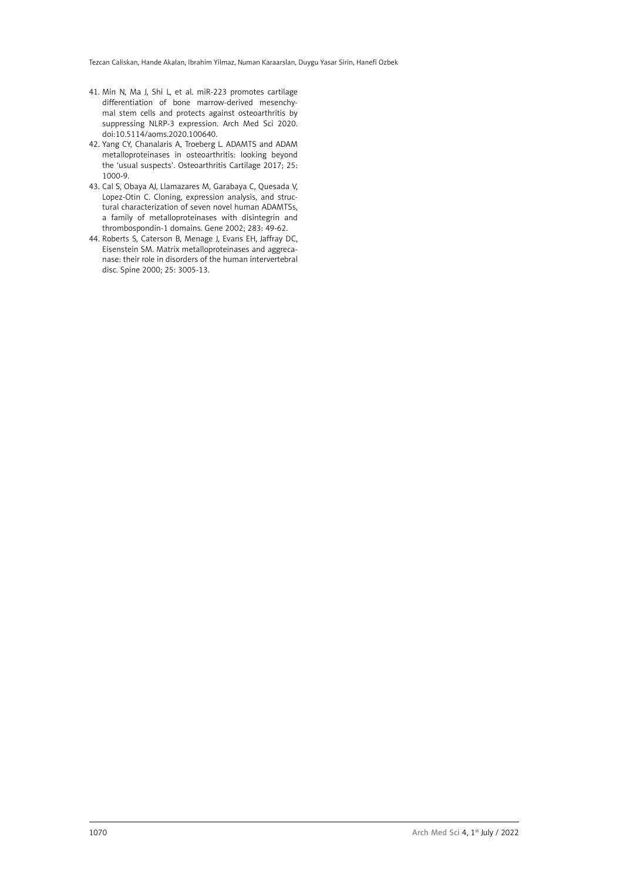41. Min N, Ma J, Shi L, et al. miR-223 promotes cartilage differentiation of bone marrow-derived mesenchymal stem cells and protects against osteoarthritis by suppressing NLRP-3 expression. Arch Med Sci 2020. doi:10.5114/aoms.2020.100640.
42. Yang CY, Chanalaris A, Troeberg L. ADAMTS and ADAM metalloproteinases in osteoarthritis: looking beyond the 'usual suspects'. Osteoarthritis Cartilage 2017; 25: 1000-9.
43. Cal S, Obaya AJ, Llamazares M, Garabaya C, Quesada V, Lopez-Otin C. Cloning, expression analysis, and structural characterization of seven novel human ADAMTSs, a family of metalloproteinases with disintegrin and thrombospondin-1 domains. Gene 2002; 283: 49-62.
44. Roberts S, Caterson B, Menage J, Evans EH, Jaffray DC, Eisenstein SM. Matrix metalloproteinases and aggrecanase: their role in disorders of the human intervertebral disc. Spine 2000; 25: 3005-13.